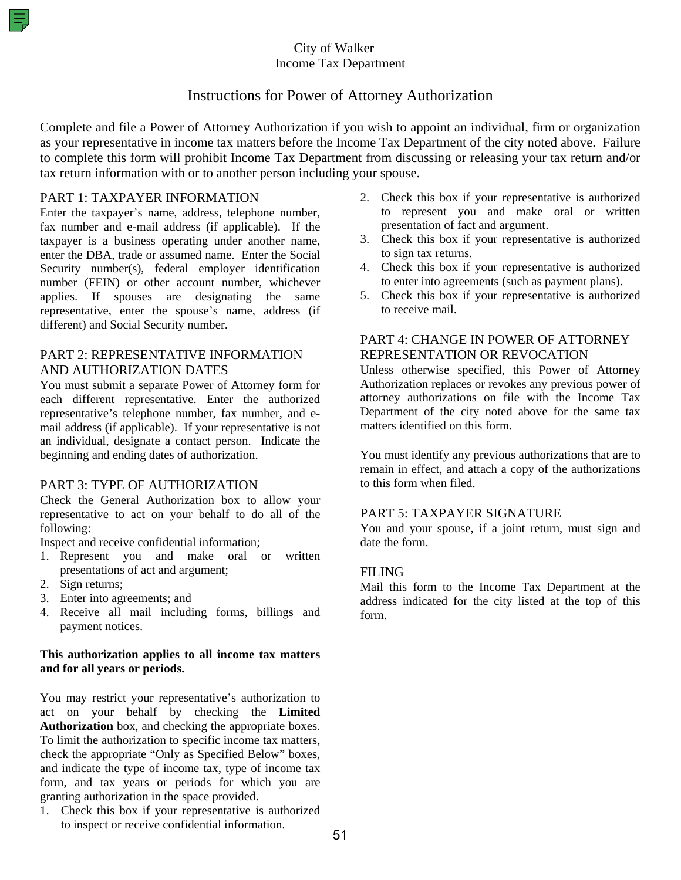City of Walker
Income Tax Department

# Instructions for Power of Attorney Authorization

Complete and file a Power of Attorney Authorization if you wish to appoint an individual, firm or organization as your representative in income tax matters before the Income Tax Department of the city noted above. Failure to complete this form will prohibit Income Tax Department from discussing or releasing your tax return and/or tax return information with or to another person including your spouse.

## PART 1: TAXPAYER INFORMATION

Enter the taxpayer's name, address, telephone number, fax number and e-mail address (if applicable). If the taxpayer is a business operating under another name, enter the DBA, trade or assumed name. Enter the Social Security number(s), federal employer identification number (FEIN) or other account number, whichever applies. If spouses are designating the same representative, enter the spouse's name, address (if different) and Social Security number.

## PART 2: REPRESENTATIVE INFORMATION AND AUTHORIZATION DATES

You must submit a separate Power of Attorney form for each different representative. Enter the authorized representative's telephone number, fax number, and e-mail address (if applicable). If your representative is not an individual, designate a contact person. Indicate the beginning and ending dates of authorization.

## PART 3: TYPE OF AUTHORIZATION

Check the General Authorization box to allow your representative to act on your behalf to do all of the following:

Inspect and receive confidential information;

1. Represent you and make oral or written presentations of act and argument;
2. Sign returns;
3. Enter into agreements; and
4. Receive all mail including forms, billings and payment notices.

**This authorization applies to all income tax matters and for all years or periods.**

You may restrict your representative's authorization to act on your behalf by checking the **Limited Authorization** box, and checking the appropriate boxes. To limit the authorization to specific income tax matters, check the appropriate "Only as Specified Below" boxes, and indicate the type of income tax, type of income tax form, and tax years or periods for which you are granting authorization in the space provided.

1. Check this box if your representative is authorized to inspect or receive confidential information.
2. Check this box if your representative is authorized to represent you and make oral or written presentation of fact and argument.
3. Check this box if your representative is authorized to sign tax returns.
4. Check this box if your representative is authorized to enter into agreements (such as payment plans).
5. Check this box if your representative is authorized to receive mail.

## PART 4: CHANGE IN POWER OF ATTORNEY REPRESENTATION OR REVOCATION

Unless otherwise specified, this Power of Attorney Authorization replaces or revokes any previous power of attorney authorizations on file with the Income Tax Department of the city noted above for the same tax matters identified on this form.

You must identify any previous authorizations that are to remain in effect, and attach a copy of the authorizations to this form when filed.

## PART 5: TAXPAYER SIGNATURE

You and your spouse, if a joint return, must sign and date the form.

## FILING

Mail this form to the Income Tax Department at the address indicated for the city listed at the top of this form.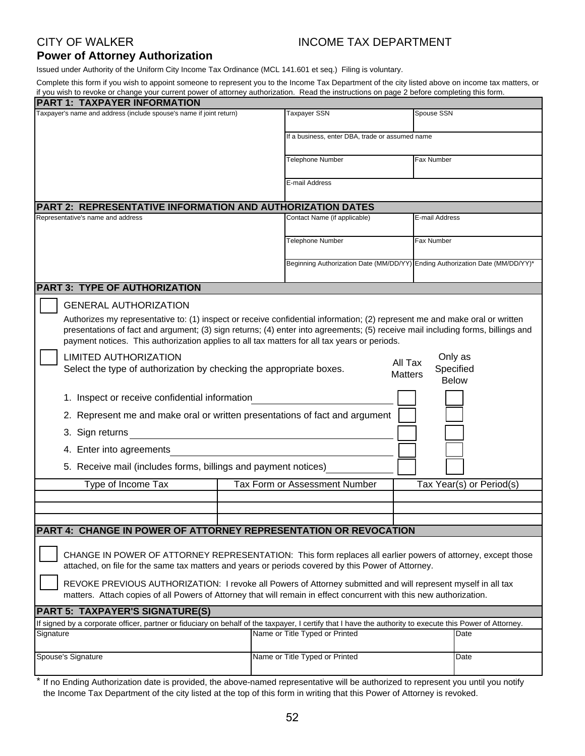CITY OF WALKER INCOME TAX DEPARTMENT

# Power of Attorney Authorization

Issued under Authority of the Uniform City Income Tax Ordinance (MCL 141.601 et seq.) Filing is voluntary.

Complete this form if you wish to appoint someone to represent you to the Income Tax Department of the city listed above on income tax matters, or if you wish to revoke or change your current power of attorney authorization. Read the instructions on page 2 before completing this form.

## PART 1: TAXPAYER INFORMATION

| | | |
|---|---|---|
| Taxpayer's name and address (include spouse's name if joint return) | Taxpayer SSN | Spouse SSN |
| | If a business, enter DBA, trade or assumed name | |
| | Telephone Number | Fax Number |
| | E-mail Address | |

## PART 2: REPRESENTATIVE INFORMATION AND AUTHORIZATION DATES

| | | |
|---|---|---|
| Representative's name and address | Contact Name (if applicable) | E-mail Address |
| | Telephone Number | Fax Number |
| | Beginning Authorization Date (MM/DD/YY) | Ending Authorization Date (MM/DD/YY)* |

## PART 3: TYPE OF AUTHORIZATION

☐ GENERAL AUTHORIZATION

Authorizes my representative to: (1) inspect or receive confidential information; (2) represent me and make oral or written presentations of fact and argument; (3) sign returns; (4) enter into agreements; (5) receive mail including forms, billings and payment notices. This authorization applies to all tax matters for all tax years or periods.

☐ LIMITED AUTHORIZATION

Select the type of authorization by checking the appropriate boxes.

| | All Tax Matters | Only as Specified Below |
|---|---|---|
| 1. Inspect or receive confidential information | ☐ | ☐ |
| 2. Represent me and make oral or written presentations of fact and argument | ☐ | ☐ |
| 3. Sign returns | ☐ | ☐ |
| 4. Enter into agreements | ☐ | ☐ |
| 5. Receive mail (includes forms, billings and payment notices) | ☐ | ☐ |

| Type of Income Tax | Tax Form or Assessment Number | Tax Year(s) or Period(s) |
|---|---|---|
| | | |
| | | |
| | | |

## PART 4: CHANGE IN POWER OF ATTORNEY REPRESENTATION OR REVOCATION

☐ CHANGE IN POWER OF ATTORNEY REPRESENTATION: This form replaces all earlier powers of attorney, except those attached, on file for the same tax matters and years or periods covered by this Power of Attorney.

☐ REVOKE PREVIOUS AUTHORIZATION: I revoke all Powers of Attorney submitted and will represent myself in all tax matters. Attach copies of all Powers of Attorney that will remain in effect concurrent with this new authorization.

## PART 5: TAXPAYER'S SIGNATURE(S)

If signed by a corporate officer, partner or fiduciary on behalf of the taxpayer, I certify that I have the authority to execute this Power of Attorney.

| | | |
|---|---|---|
| Signature | Name or Title Typed or Printed | Date |
| Spouse's Signature | Name or Title Typed or Printed | Date |

\* If no Ending Authorization date is provided, the above-named representative will be authorized to represent you until you notify the Income Tax Department of the city listed at the top of this form in writing that this Power of Attorney is revoked.